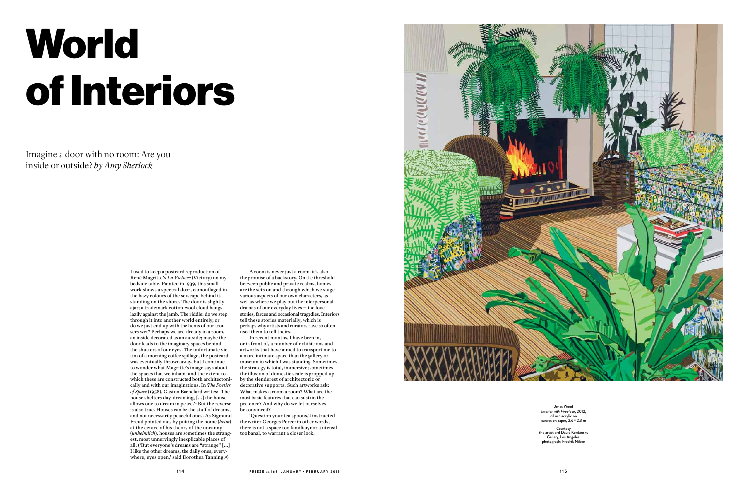# World of Interiors

Imagine a door with no room: Are you inside or outside? *by Amy Sherlock*

I used to keep a postcard reproduction of René Magritte's *La Victoire* (Victory) on my bedside table. Painted in 1939, this small work shows a spectral door, camouflaged in the hazy colours of the seascape behind it, standing on the shore. The door is slightly ajar; a trademark cotton-wool cloud hangs lazily against the jamb. The riddle: do we step through it into another world entirely, or do we just end up with the hems of our trousers wet? Perhaps we are already in a room, an inside decorated as an outside; maybe the door leads to the imaginary spaces behind the shutters of our eyes. The unfortunate victim of a morning coffee spillage, the postcard was eventually thrown away, but I continue to wonder what Magritte's image says about the spaces that we inhabit and the extent to which these are constructed both architectonically and with our imaginations. In *The Poetics of Space* (1958), Gaston Bachelard writes: 'The house shelters day-dreaming, […] the house allows one to dream in peace.'[1] But the reverse is also true. Houses can be the stuff of dreams, and not necessarily peaceful ones. As Sigmund Freud pointed out, by putting the home (*heim*) at the centre of his theory of the uncanny (*unheimlich*), houses are sometimes the strangest, most unnervingly inexplicable places of all. ('But everyone's dreams are "strange" […] I like the other dreams, the daily ones, everywhere, eyes open,' said Dorothea Tanning.[2])

A room is never just a room; it's also the promise of a backstory. On the threshold between public and private realms, homes are the sets on and through which we stage various aspects of our own characters, as well as where we play out the interpersonal dramas of our everyday lives – the love stories, farces and occasional tragedies. Interiors tell these stories materially, which is perhaps why artists and curators have so often used them to tell theirs.

In recent months, I have been in, or in front of, a number of exhibitions and artworks that have aimed to transport me to a more intimate space than the gallery or museum in which I was standing. Sometimes the strategy is total, immersive; sometimes the illusion of domestic scale is propped up by the slenderest of architectonic or decorative supports. Such artworks ask: What makes a room a room? What are the most basic features that can sustain the pretence? And why do we let ourselves be convinced?

'Question your tea spoons,'[3] instructed the writer Georges Perec: in other words, there is not a space too familiar, nor a utensil too banal, to warrant a closer look.

Jonas Wood
*Interior with Fireplace*, 2012, oil and acrylic on canvas on paper, 2.6 × 2.3 m

Courtesy the artist and David Kordansky Gallery, Los Angeles; photograph: Fredrik Nilsen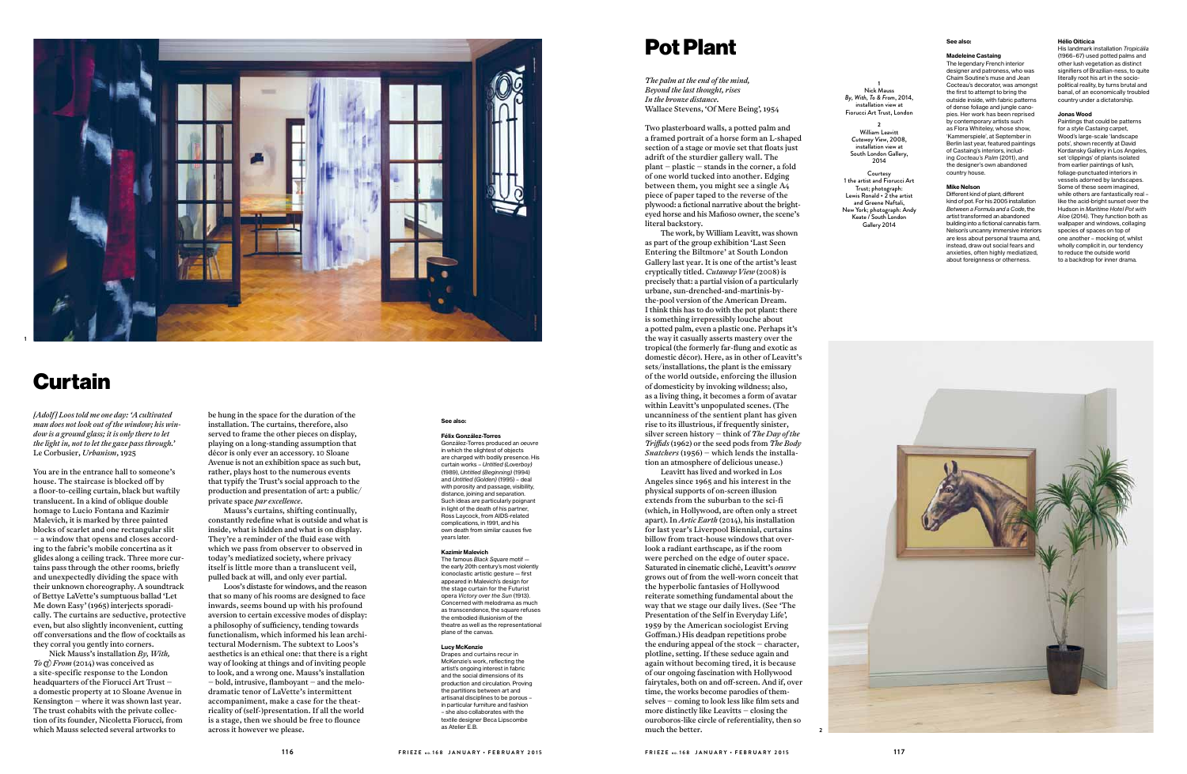# Curtain

*[Adolf] Loos told me one day: 'A cultivated man does not look out of the window; his window is a ground glass; it is only there to let the light in, not to let the gaze pass through.'*
Le Corbusier, *Urbanism*, 1925

You are in the entrance hall to someone's house. The staircase is blocked off by a floor-to-ceiling curtain, black but waftily translucent. In a kind of oblique double homage to Lucio Fontana and Kazimir Malevich, it is marked by three painted blocks of scarlet and one rectangular slit – a window that opens and closes according to the fabric's mobile concertina as it glides along a ceiling track. Three more curtains pass through the other rooms, briefly and unexpectedly dividing the space with their unknown choreography. A soundtrack of Bettye LaVette's sumptuous ballad 'Let Me down Easy' (1965) interjects sporadically. The curtains are seductive, protective even, but also slightly inconvenient, cutting off conversations and the flow of cocktails as they corral you gently into corners.

Nick Mauss's installation *By, With, To & From* (2014) was conceived as a site-specific response to the London headquarters of the Fiorucci Art Trust – a domestic property at 10 Sloane Avenue in Kensington – where it was shown last year. The trust cohabits with the private collection of its founder, Nicoletta Fiorucci, from which Mauss selected several artworks to be hung in the space for the duration of the installation. The curtains, therefore, also served to frame the other pieces on display, playing on a long-standing assumption that décor is only ever an accessory. 10 Sloane Avenue is not an exhibition space as such but, rather, plays host to the numerous events that typify the Trust's social approach to the production and presentation of art: a public/private space *par excellence*.

Mauss's curtains, shifting continually, constantly redefine what is outside and what is inside, what is hidden and what is on display. They're a reminder of the fluid ease with which we pass from observer to observed in today's mediatized society, where privacy itself is little more than a translucent veil, pulled back at will, and only ever partial.

Loos's distaste for windows, and the reason that so many of his rooms are designed to face inwards, seems bound up with his profound aversion to certain excessive modes of display: a philosophy of sufficiency, tending towards functionalism, which informed his lean architectural Modernism. The subtext to Loos's aesthetics is an ethical one: that there is a right way of looking at things and of inviting people to look, and a wrong one. Mauss's installation – bold, intrusive, flamboyant – and the melodramatic tenor of LaVette's intermittent accompaniment, make a case for the theatricality of (self-)presentation. If all the world is a stage, then we should be free to flounce across it however we please.

**See also:**

**Félix González-Torres**
González-Torres produced an *oeuvre* in which the slightest of objects are charged with bodily presence. His curtain works – *Untitled (Loverboy)* (1989), *Untitled (Beginning)* (1994) and *Untitled (Golden)* (1995) – deal with porosity and passage, visibility, distance, joining and separation. Such ideas are particularly poignant in light of the death of his partner, Ross Laycock, from AIDS-related complications, in 1991, and his own death from similar causes five years later.

**Kazimir Malevich**
The famous *Black Square* motif – the early 20th century's most violently iconoclastic artistic gesture – first appeared in Malevich's design for the stage curtain for the Futurist opera *Victory over the Sun* (1913). Concerned with melodrama as much as transcendence, the square refuses the embodied illusionism of the theatre as well as the representational plane of the canvas.

**Lucy McKenzie**
Drapes and curtains recur in McKenzie's work, reflecting the artist's ongoing interest in fabric and the social dimensions of its production and circulation. Proving the partitions between art and artisanal disciplines to be porous – in particular furniture and fashion – she also collaborates with the textile designer Beca Lipscombe as Atelier E.B.

# Pot Plant

*The palm at the end of the mind,*
*Beyond the last thought, rises*
*In the bronze distance.*
Wallace Stevens, 'Of Mere Being', 1954

Two plasterboard walls, a potted palm and a framed portrait of a horse form an L-shaped section of a stage or movie set that floats just adrift of the sturdier gallery wall. The plant – plastic – stands in the corner, a fold of one world tucked into another. Edging between them, you might see a single A4 piece of paper taped to the reverse of the plywood: a fictional narrative about the bright-eyed horse and his Mafioso owner, the scene's literal backstory.

The work, by William Leavitt, was shown as part of the group exhibition 'Last Seen Entering the Biltmore' at South London Gallery last year. It is one of the artist's least cryptically titled. *Cutaway View* (2008) is precisely that: a partial vision of a particularly urbane, sun-drenched-and-martinis-by-the-pool version of the American Dream. I think this has to do with the pot plant: there is something irrepressibly louche about a potted palm, even a plastic one. Perhaps it's the way it casually asserts mastery over the tropical (the formerly far-flung and exotic as domestic décor). Here, as in other of Leavitt's sets/installations, the plant is the emissary of the world outside, enforcing the illusion of domesticity by invoking wildness; also, as a living thing, it becomes a form of avatar within Leavitt's unpopulated scenes. (The uncanniness of the sentient plant has given rise to its illustrious, if frequently sinister, silver screen history – think of *The Day of the Triffids* (1962) or the seed pods from *The Body Snatchers* (1956) – which lends the installation an atmosphere of delicious unease.)

Leavitt has lived and worked in Los Angeles since 1965 and his interest in the physical supports of on-screen illusion extends from the suburban to the sci-fi (which, in Hollywood, are often only a street apart). In *Artic Earth* (2014), his installation for last year's Liverpool Biennial, curtains billow from tract-house windows that overlook a radiant earthscape, as if the room were perched on the edge of outer space. Saturated in cinematic cliché, Leavitt's *oeuvre* grows out of from the well-worn conceit that the hyperbolic fantasies of Hollywood reiterate something fundamental about the way that we stage our daily lives. (See 'The Presentation of the Self in Everyday Life', 1959 by the American sociologist Erving Goffman.) His deadpan repetitions probe the enduring appeal of the stock – character, plotline, setting. If these seduce again and again without becoming tired, it is because of our ongoing fascination with Hollywood fairytales, both on and off-screen. And if, over time, the works become parodies of themselves – coming to look less like film sets and more distinctly like Leavitts – closing the ouroboros-like circle of referentiality, then so much the better.

1
Nick Mauss
*By, With, To & From*, 2014, installation view at Fiorucci Art Trust, London

2
William Leavitt
*Cutaway View*, 2008, installation view at South London Gallery, 2014

Courtesy
1 the artist and Fiorucci Art Trust; photograph: Lewis Ronald • 2 the artist and Greene Naftali, New York; photograph: Andy Keate / South London Gallery 2014

**See also:**

**Madeleine Castaing**
The legendary French interior designer and patroness, who was Chaim Soutine's muse and Jean Cocteau's decorator, was amongst the first to attempt to bring the outside inside, with fabric patterns of dense foliage and jungle canopies. Her work has been reprised by contemporary artists such as Flora Whiteley, whose show, 'Kammerspiele', at September in Berlin last year, featured paintings of Castaing's interiors, including *Cocteau's Palm* (2011), and the designer's own abandoned country house.

**Mike Nelson**
Different kind of plant; different kind of pot. For his 2005 installation *Between a Formula and a Code*, the artist transformed an abandoned building into a fictional cannabis farm. Nelson's uncanny immersive interiors are less about personal trauma and, instead, draw out social fears and anxieties, often highly mediatized, about foreignness or otherness.

**Hélio Oiticica**
His landmark installation *Tropicália* (1966–67) used potted palms and other lush vegetation as distinct signifiers of Brazilian-ness, to quite literally root his art in the socio-political reality, by turns brutal and banal, of an economically troubled country under a dictatorship.

**Jonas Wood**
Paintings that could be patterns for a style *Castaing* carpet, Wood's large-scale 'landscape pots', shown recently at David Kordansky Gallery in Los Angeles, set 'clippings' of plants isolated from earlier paintings of lush, foliage-punctuated interiors in vessels adorned by landscapes. Some of these seem imagined, while others are fantastically real – like the acid-bright sunset over the Hudson in *Maritime Hotel Pot with Aloe* (2014). They function both as wallpaper and windows, collaging species of spaces on top of one another – mocking of, whilst wholly complicit in, our tendency to reduce the outside world to a backdrop for inner drama.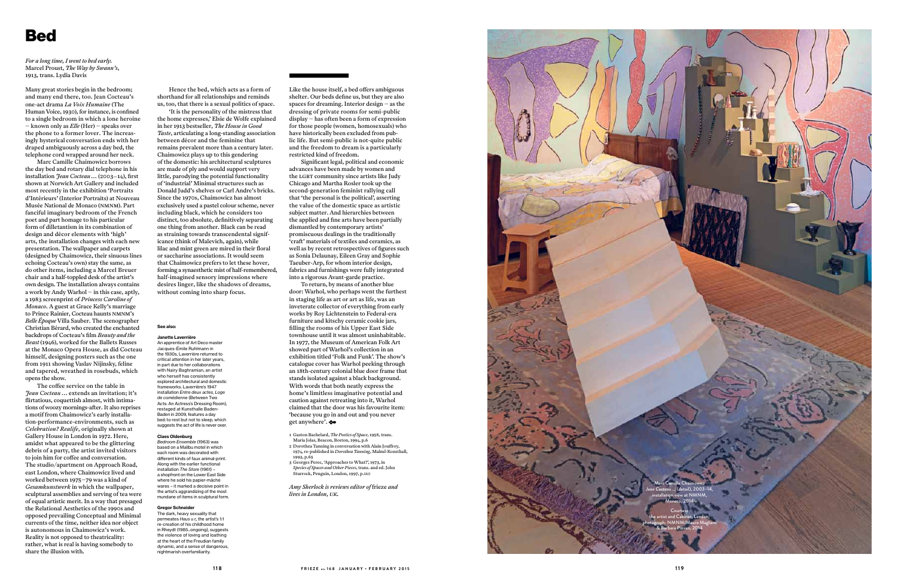# Bed

*For a long time, I went to bed early.*
Marcel Proust, *The Way by Swann's*, 1913, trans. Lydia Davis

Many great stories begin in the bedroom; and many end there, too. Jean Cocteau's one-act drama *La Voix Humaine* (The Human Voice, 1930), for instance, is confined to a single bedroom in which a lone heroine – known only as *Elle* (Her) – speaks over the phone to a former lover. The increasingly hysterical conversation ends with her draped ambiguously across a day bed, the telephone cord wrapped around her neck.

Marc Camille Chaimowicz borrows the day bed and rotary dial telephone in his installation *Jean Cocteau …* (2003–14), first shown at Norwich Art Gallery and included most recently in the exhibition 'Portraits d'Intérieurs' (Interior Portraits) at Nouveau Musée National de Monaco (NMNM). Part fanciful imaginary bedroom of the French poet and part homage to his particular form of dilletantism in its combination of design and décor elements with 'high' arts, the installation changes with each new presentation. The wallpaper and carpets (designed by Chaimowicz, their sinuous lines echoing Cocteau's own) stay the same, as do other items, including a Marcel Breuer chair and a half-toppled desk of the artist's own design. The installation always contains a work by Andy Warhol – in this case, aptly, a 1983 screenprint of *Princess Caroline of Monaco*. A guest at Grace Kelly's marriage to Prince Rainier, Cocteau haunts NMNM's *Belle Époque* Villa Sauber. The scenographer Christian Bérard, who created the enchanted backdrops of Cocteau's film *Beauty and the Beast* (1946), worked for the Ballets Russes at the Monaco Opera House, as did Cocteau himself, designing posters such as the one from 1911 showing Vaslav Nijinsky, feline and tapered, wreathed in rosebuds, which opens the show.

The coffee service on the table in *Jean Cocteau …* extends an invitation; it's flirtatious, coquettish almost, with intimations of woozy mornings-after. It also reprises a motif from Chaimowicz's early installation-performance-environments, such as *Celebration? Realife*, originally shown at Gallery House in London in 1972. Here, amidst what appeared to be the glittering debris of a party, the artist invited visitors to join him for coffee and conversation. The studio/apartment on Approach Road, east London, where Chaimowicz lived and worked between 1975–79 was a kind of *Gesamkunstwerk* in which the wallpaper, sculptural assemblies and serving of tea were of equal artistic merit. In a way that presaged the Relational Aesthetics of the 1990s and opposed prevailing Conceptual and Minimal currents of the time, neither idea nor object is autonomous in Chaimowicz's work. Reality is not opposed to theatricality: rather, what is real is having somebody to share the illusion with.

Hence the bed, which acts as a form of shorthand for all relationships and reminds us, too, that there is a sexual politics of space.

'It is the personality of the mistress that the home expresses,' Elsie de Wolfe explained in her 1913 bestseller, *The House in Good Taste*, articulating a long-standing association between décor and the feminine that remains prevalent more than a century later. Chaimowicz plays up to this gendering of the domestic: his architectural sculptures are made of ply and would support very little, parodying the potential functionality of 'industrial' Minimal structures such as Donald Judd's shelves or Carl Andre's bricks. Since the 1970s, Chaimowicz has almost exclusively used a pastel colour scheme, never including black, which he considers too distinct, too absolute, definitively separating one thing from another. Black can be read as straining towards transcendental significance (think of Malevich, again), while lilac and mint green are mired in their floral or saccharine associations. It would seem that Chaimowicz prefers to let these hover, forming a synaesthetic mist of half-remembered, half-imagined sensory impressions where desires linger, like the shadows of dreams, without coming into sharp focus.

**See also:**

**Janette Laverrière**
An apprentice of Art Deco master Jacques-Émile Ruhlmann in the 1930s, Laverrière returned to critical attention in her later years, in part due to her collaborations with Nairy Baghramian, an artist who herself has consistently explored architectural and domestic frameworks. Laverrière's 1947 installation *Entre deux actes, Loge de comédienne* (Between Two Acts: An Actress's Dressing Room), restaged at Kunsthalle Baden-Baden in 2009, features a day bed: to rest but not to sleep, which suggests the act of life is never over.

**Claes Oldenburg**
*Bedroom Ensemble* (1963) was based on a Malibu motel in which each room was decorated with different kinds of faux animal-print. Along with the earlier functional installation *The Store* (1961) – a shopfront on the Lower East Side where he sold his papier-mâché wares – it marked a decisive point in the artist's aggrandizing of the most mundane of items in sculptural form.

**Gregor Schneider**
The dark, heavy sexuality that permeates *Haus u r*, the artist's 1:1 re-creation of his childhood home in Rheydt (1985–ongoing), suggests the violence of loving and loathing at the heart of the Freudian family dynamic, and a sense of dangerous, nightmarish overfamiliarity.

Like the house itself, a bed offers ambiguous shelter. Our beds define us, but they are also spaces for dreaming. Interior design – as the dressing of private rooms for semi-public display – has often been a form of expression for those people (women, homosexuals) who have historically been excluded from public life. But semi-public is not-quite public and the freedom to dream is a particularly restricted kind of freedom.

Significant legal, political and economic advances have been made by women and the LGBT community since artists like Judy Chicago and Martha Rosler took up the second-generation feminist rallying call that 'the personal is the political', asserting the value of the domestic space as artistic subject matter. And hierarchies between the applied and fine arts have been partially dismantled by contemporary artists' promiscuous dealings in the traditionally 'craft' materials of textiles and ceramics, as well as by recent retrospectives of figures such as Sonia Delaunay, Eileen Gray and Sophie Taeuber-Arp, for whom interior design, fabrics and furnishings were fully integrated into a rigorous Avant-garde practice.

To return, by means of another blue door: Warhol, who perhaps went the furthest in staging life as art or art as life, was an inveterate collector of everything from early works by Roy Lichtenstein to Federal-era furniture and kitschy ceramic cookie jars, filling the rooms of his Upper East Side townhouse until it was almost uninhabitable. In 1977, the Museum of American Folk Art showed part of Warhol's collection in an exhibition titled 'Folk and Funk'. The show's catalogue cover has Warhol peeking through an 18th-century colonial blue door frame that stands isolated against a black background. With words that both neatly express the home's limitless imaginative potential and caution against retreating into it, Warhol claimed that the door was his favourite item: 'because you go in and out and you never get anywhere'.

1 Gaston Bachelard, *The Poetics of Space*, 1958, trans. Maria Jolas, Beacon, Boston, 1994, p.6
2 Dorothea Tanning in conversation with Alain Jouffroy, 1974, re-published in *Dorothea Tanning*, Malmö Konsthall, 1993, p.65
3 Georges Perec, 'Approaches to What?', 1973, in *Species of Spaces and Other Pieces*, trans. and ed. John Sturrock, Penguin, London, 1997, p.110

*Amy Sherlock is reviews editor of* frieze *and lives in London, UK.*

Marc Camille Chaimowicz
Jean Cocteau … (detail), 2003–14, installation view at NMNM, Monaco, 2014

Courtesy the artist and Cabinet, London; photograph: NMNM/Mauro Magliani & Barbara Piovan, 2014